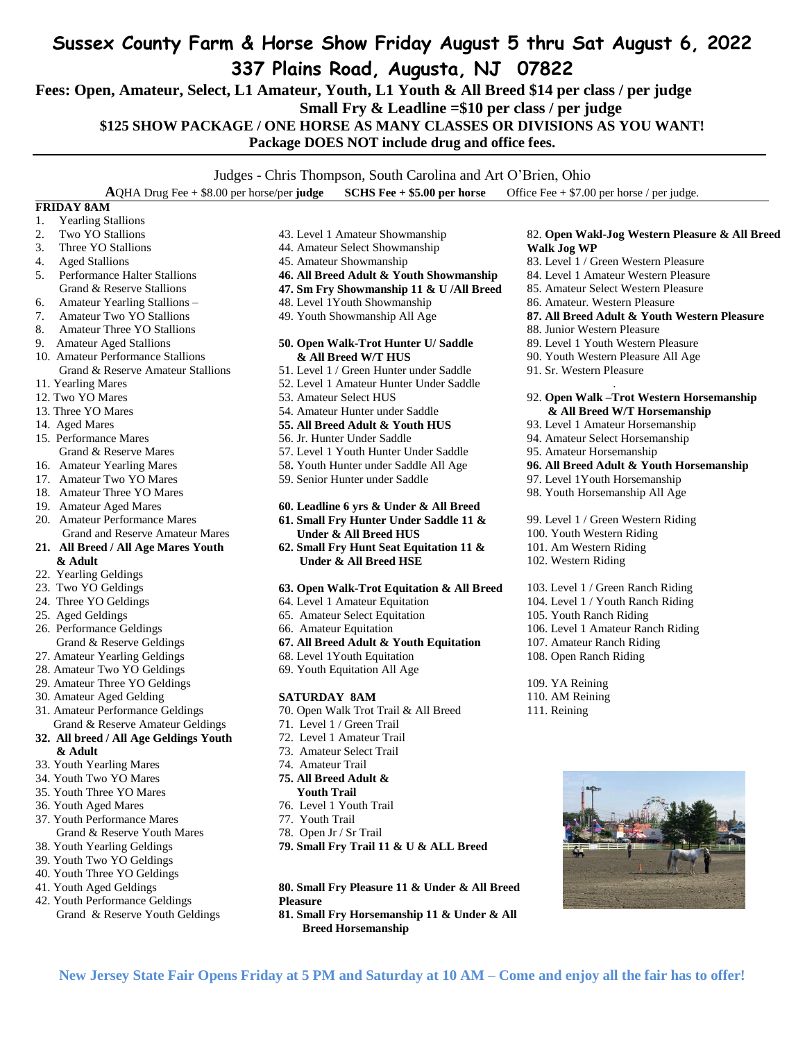# Sussex County Farm & Horse Show Friday August 5 thru Sat August 6, 2022

## 337 Plains Road, Augusta, NJ 07822

**Fees: Open, Amateur, Select, L1 Amateur, Youth, L1 Youth & All Breed $14 per class / per judge**

**Small Fry & Leadline =$10 per class / per judge**

**$125 SHOW PACKAGE / ONE HORSE AS MANY CLASSES OR DIVISIONS AS YOU WANT!**

**Package DOES NOT include drug and office fees.**

Judges - Chris Thompson, South Carolina and Art O'Brien, Ohio

**A**QHA Drug Fee + $8.00 per horse/per **judge** **SCHS Fee + $5.00 per horse** Office Fee + $7.00 per horse / per judge.

**FRIDAY 8AM**

1. Yearling Stallions
2. Two YO Stallions
3. Three YO Stallions
4. Aged Stallions
5. Performance Halter Stallions
   Grand & Reserve Stallions
6. Amateur Yearling Stallions –
7. Amateur Two YO Stallions
8. Amateur Three YO Stallions
9. Amateur Aged Stallions
10. Amateur Performance Stallions
    Grand & Reserve Amateur Stallions
11. Yearling Mares
12. Two YO Mares
13. Three YO Mares
14. Aged Mares
15. Performance Mares
    Grand & Reserve Mares
16. Amateur Yearling Mares
17. Amateur Two YO Mares
18. Amateur Three YO Mares
19. Amateur Aged Mares
20. Amateur Performance Mares
    Grand and Reserve Amateur Mares
21. **All Breed / All Age Mares Youth & Adult**
22. Yearling Geldings
23. Two YO Geldings
24. Three YO Geldings
25. Aged Geldings
26. Performance Geldings
    Grand & Reserve Geldings
27. Amateur Yearling Geldings
28. Amateur Two YO Geldings
29. Amateur Three YO Geldings
30. Amateur Aged Gelding
31. Amateur Performance Geldings
    Grand & Reserve Amateur Geldings
32. **All breed / All Age Geldings Youth & Adult**
33. Youth Yearling Mares
34. Youth Two YO Mares
35. Youth Three YO Mares
36. Youth Aged Mares
37. Youth Performance Mares
    Grand & Reserve Youth Mares
38. Youth Yearling Geldings
39. Youth Two YO Geldings
40. Youth Three YO Geldings
41. Youth Aged Geldings
42. Youth Performance Geldings
    Grand & Reserve Youth Geldings
43. Level 1 Amateur Showmanship
44. Amateur Select Showmanship
45. Amateur Showmanship
46. **All Breed Adult & Youth Showmanship**
47. **Sm Fry Showmanship 11 & U /All Breed**
48. Level 1Youth Showmanship
49. Youth Showmanship All Age

50. **Open Walk-Trot Hunter U/ Saddle & All Breed W/T HUS**
51. Level 1 / Green Hunter under Saddle
52. Level 1 Amateur Hunter Under Saddle
53. Amateur Select HUS
54. Amateur Hunter under Saddle
55. **All Breed Adult & Youth HUS**
56. Jr. Hunter Under Saddle
57. Level 1 Youth Hunter Under Saddle
58. Youth Hunter under Saddle All Age
59. Senior Hunter under Saddle

60. **Leadline 6 yrs & Under & All Breed**
61. **Small Fry Hunter Under Saddle 11 & Under & All Breed HUS**
62. **Small Fry Hunt Seat Equitation 11 & Under & All Breed HSE**

63. **Open Walk-Trot Equitation & All Breed**
64. Level 1 Amateur Equitation
65. Amateur Select Equitation
66. Amateur Equitation
67. **All Breed Adult & Youth Equitation**
68. Level 1Youth Equitation
69. Youth Equitation All Age

**SATURDAY 8AM**

70. Open Walk Trot Trail & All Breed
71. Level 1 / Green Trail
72. Level 1 Amateur Trail
73. Amateur Select Trail
74. Amateur Trail
75. **All Breed Adult & Youth Trail**
76. Level 1 Youth Trail
77. Youth Trail
78. Open Jr / Sr Trail
79. **Small Fry Trail 11 & U & ALL Breed**

80. **Small Fry Pleasure 11 & Under & All Breed Pleasure**
81. **Small Fry Horsemanship 11 & Under & All Breed Horsemanship**
82. **Open Wakl-Jog Western Pleasure & All Breed Walk Jog WP**
83. Level 1 / Green Western Pleasure
84. Level 1 Amateur Western Pleasure
85. Amateur Select Western Pleasure
86. Amateur. Western Pleasure
87. **All Breed Adult & Youth Western Pleasure**
88. Junior Western Pleasure
89. Level 1 Youth Western Pleasure
90. Youth Western Pleasure All Age
91. Sr. Western Pleasure

92. **Open Walk –Trot Western Horsemanship & All Breed W/T Horsemanship**
93. Level 1 Amateur Horsemanship
94. Amateur Select Horsemanship
95. Amateur Horsemanship
96. **All Breed Adult & Youth Horsemanship**
97. Level 1Youth Horsemanship
98. Youth Horsemanship All Age

99. Level 1 / Green Western Riding
100. Youth Western Riding
101. Am Western Riding
102. Western Riding

103. Level 1 / Green Ranch Riding
104. Level 1 / Youth Ranch Riding
105. Youth Ranch Riding
106. Level 1 Amateur Ranch Riding
107. Amateur Ranch Riding
108. Open Ranch Riding

109. YA Reining
110. AM Reining
111. Reining

**New Jersey State Fair Opens Friday at 5 PM and Saturday at 10 AM – Come and enjoy all the fair has to offer!**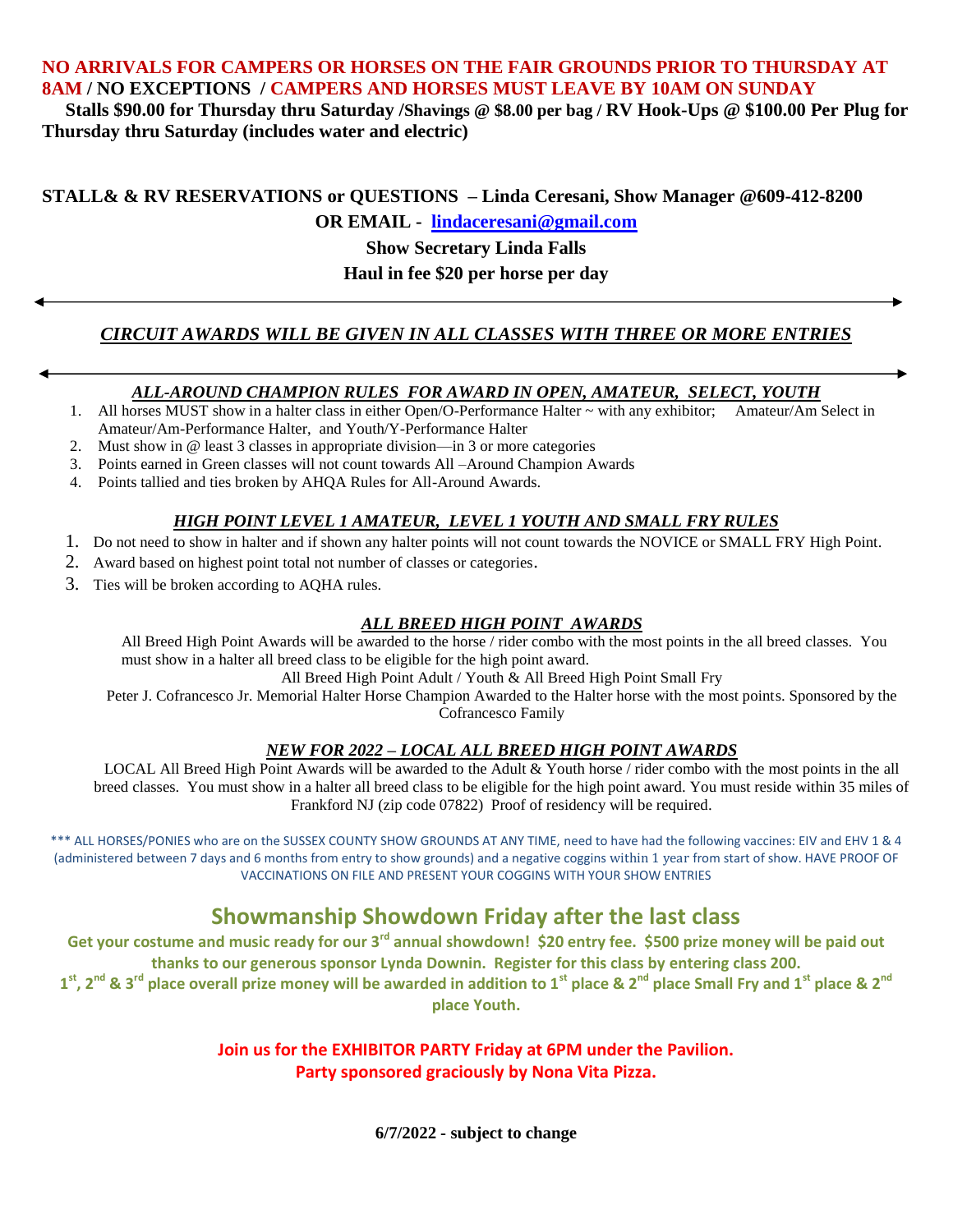**NO ARRIVALS FOR CAMPERS OR HORSES ON THE FAIR GROUNDS PRIOR TO THURSDAY AT 8AM / NO EXCEPTIONS / CAMPERS AND HORSES MUST LEAVE BY 10AM ON SUNDAY**

**Stalls $90.00 for Thursday thru Saturday /Shavings @ $8.00 per bag / RV Hook-Ups @ $100.00 Per Plug for Thursday thru Saturday (includes water and electric)**

**STALL& & RV RESERVATIONS or QUESTIONS – Linda Ceresani, Show Manager @609-412-8200**

**OR EMAIL - [lindaceresani@gmail.com](mailto:lindaceresani@gmail.com)**

**Show Secretary Linda Falls**

**Haul in fee $20 per horse per day**

---

***CIRCUIT AWARDS WILL BE GIVEN IN ALL CLASSES WITH THREE OR MORE ENTRIES***

---

### *ALL-AROUND CHAMPION RULES FOR AWARD IN OPEN, AMATEUR, SELECT, YOUTH*

1. All horses MUST show in a halter class in either Open/O-Performance Halter ~ with any exhibitor; Amateur/Am Select in Amateur/Am-Performance Halter, and Youth/Y-Performance Halter
2. Must show in @ least 3 classes in appropriate division—in 3 or more categories
3. Points earned in Green classes will not count towards All –Around Champion Awards
4. Points tallied and ties broken by AHQA Rules for All-Around Awards.

### *HIGH POINT LEVEL 1 AMATEUR, LEVEL 1 YOUTH AND SMALL FRY RULES*

1. Do not need to show in halter and if shown any halter points will not count towards the NOVICE or SMALL FRY High Point.
2. Award based on highest point total not number of classes or categories.
3. Ties will be broken according to AQHA rules.

### *ALL BREED HIGH POINT AWARDS*

All Breed High Point Awards will be awarded to the horse / rider combo with the most points in the all breed classes. You must show in a halter all breed class to be eligible for the high point award.

All Breed High Point Adult / Youth & All Breed High Point Small Fry

Peter J. Cofrancesco Jr. Memorial Halter Horse Champion Awarded to the Halter horse with the most points. Sponsored by the Cofrancesco Family

### *NEW FOR 2022 – LOCAL ALL BREED HIGH POINT AWARDS*

LOCAL All Breed High Point Awards will be awarded to the Adult & Youth horse / rider combo with the most points in the all breed classes. You must show in a halter all breed class to be eligible for the high point award. You must reside within 35 miles of Frankford NJ (zip code 07822) Proof of residency will be required.

*** ALL HORSES/PONIES who are on the SUSSEX COUNTY SHOW GROUNDS AT ANY TIME, need to have had the following vaccines: EIV and EHV 1 & 4 (administered between 7 days and 6 months from entry to show grounds) and a negative coggins within 1 year from start of show. HAVE PROOF OF VACCINATIONS ON FILE AND PRESENT YOUR COGGINS WITH YOUR SHOW ENTRIES

## Showmanship Showdown Friday after the last class

**Get your costume and music ready for our 3rd annual showdown! $20 entry fee. $500 prize money will be paid out thanks to our generous sponsor Lynda Downin. Register for this class by entering class 200.**

**1st, 2nd & 3rd place overall prize money will be awarded in addition to 1st place & 2nd place Small Fry and 1st place & 2nd place Youth.**

**Join us for the EXHIBITOR PARTY Friday at 6PM under the Pavilion.**
**Party sponsored graciously by Nona Vita Pizza.**

**6/7/2022 - subject to change**